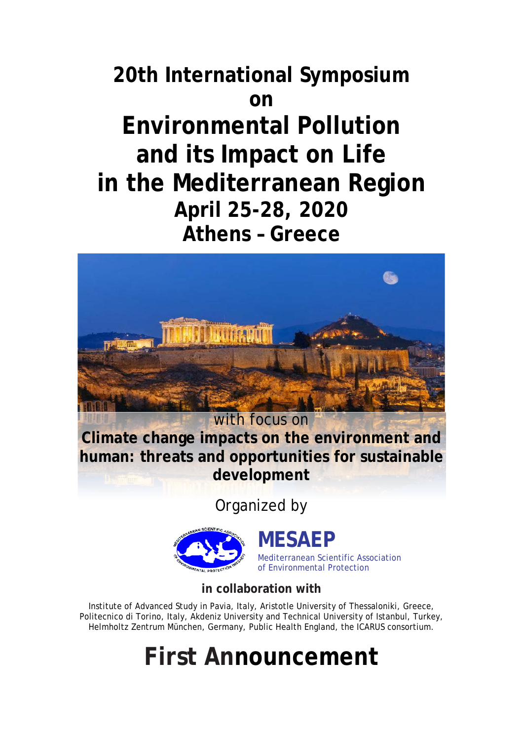# 20th International Symposium on Environmental Pollution and its Impact on Life in the Mediterranean Region

## April 25-28, 2020

## Athens – Greece

with focus on

**Climate change impacts on the environment and human: threats and opportunities for sustainable development**

Organized by

**MESAEP**

Mediterranean Scientific Association of Environmental Protection

**in collaboration with**

Institute of Advanced Study in Pavia, Italy, Aristotle University of Thessaloniki, Greece, Politecnico di Torino, Italy, Akdeniz University and Technical University of Istanbul, Turkey, Helmholtz Zentrum München, Germany, Public Health England, the ICARUS consortium.

# First Announcement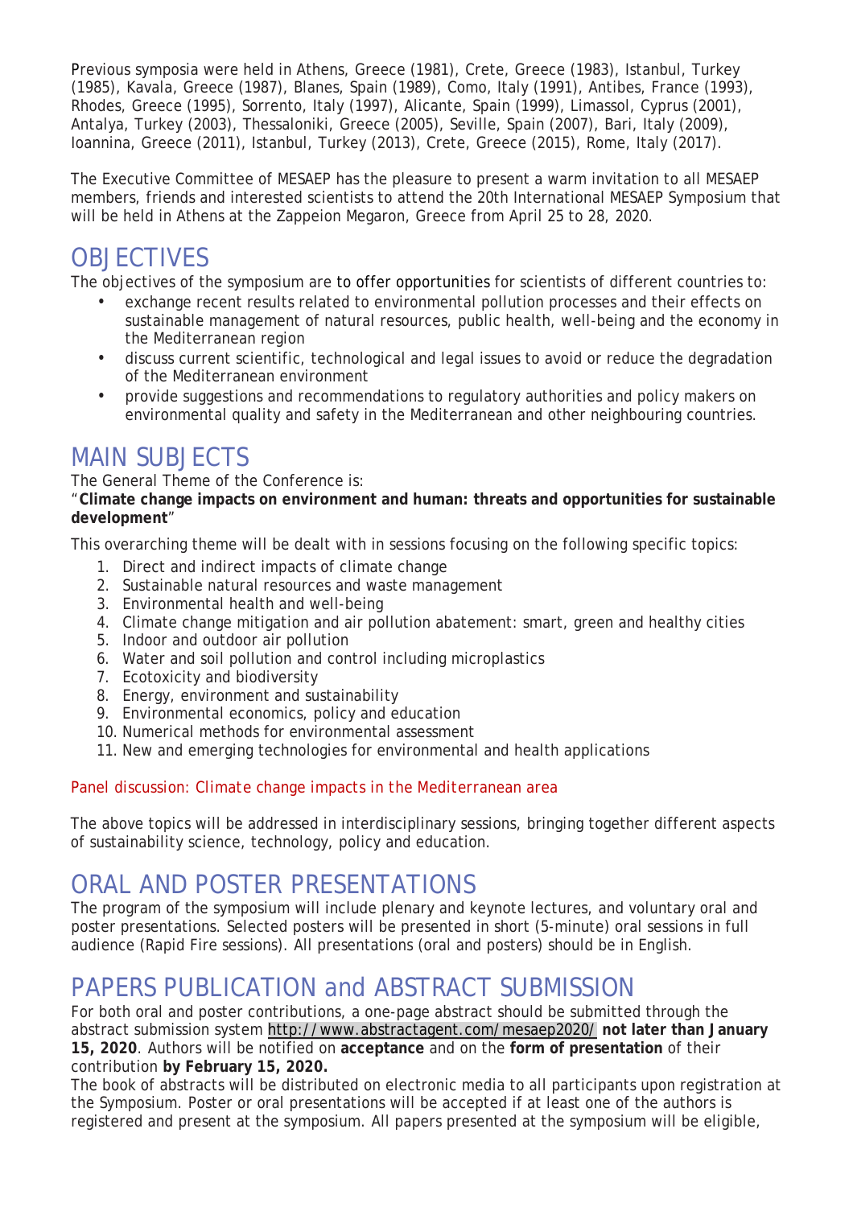Previous symposia were held in Athens, Greece (1981), Crete, Greece (1983), Istanbul, Turkey (1985), Kavala, Greece (1987), Blanes, Spain (1989), Como, Italy (1991), Antibes, France (1993), Rhodes, Greece (1995), Sorrento, Italy (1997), Alicante, Spain (1999), Limassol, Cyprus (2001), Antalya, Turkey (2003), Thessaloniki, Greece (2005), Seville, Spain (2007), Bari, Italy (2009), Ioannina, Greece (2011), Istanbul, Turkey (2013), Crete, Greece (2015), Rome, Italy (2017).

The Executive Committee of MESAEP has the pleasure to present a warm invitation to all MESAEP members, friends and interested scientists to attend the 20th International MESAEP Symposium that will be held in Athens at the Zappeion Megaron, Greece from April 25 to 28, 2020.

## OBJECTIVES

The objectives of the symposium are to offer opportunities for scientists of different countries to:

- exchange recent results related to environmental pollution processes and their effects on sustainable management of natural resources, public health, well-being and the economy in the Mediterranean region
- discuss current scientific, technological and legal issues to avoid or reduce the degradation of the Mediterranean environment
- provide suggestions and recommendations to regulatory authorities and policy makers on environmental quality and safety in the Mediterranean and other neighbouring countries.

## MAIN SUBJECTS

The General Theme of the Conference is:

"**Climate change impacts on environment and human: threats and opportunities for sustainable development**"

This overarching theme will be dealt with in sessions focusing on the following specific topics:

1. Direct and indirect impacts of climate change
2. Sustainable natural resources and waste management
3. Environmental health and well-being
4. Climate change mitigation and air pollution abatement: smart, green and healthy cities
5. Indoor and outdoor air pollution
6. Water and soil pollution and control including microplastics
7. Ecotoxicity and biodiversity
8. Energy, environment and sustainability
9. Environmental economics, policy and education
10. Numerical methods for environmental assessment
11. New and emerging technologies for environmental and health applications

*Panel discussion: Climate change impacts in the Mediterranean area*

The above topics will be addressed in interdisciplinary sessions, bringing together different aspects of sustainability science, technology, policy and education.

## ORAL AND POSTER PRESENTATIONS

The program of the symposium will include plenary and keynote lectures, and voluntary oral and poster presentations. Selected posters will be presented in short (5-minute) oral sessions in full audience (Rapid Fire sessions). All presentations (oral and posters) should be in English.

## PAPERS PUBLICATION and ABSTRACT SUBMISSION

For both oral and poster contributions, a one-page abstract should be submitted through the abstract submission system http://www.abstractagent.com/mesaep2020/ **not later than January 15, 2020**. Authors will be notified on **acceptance** and on the **form of presentation** of their contribution **by February 15, 2020.**

The book of abstracts will be distributed on electronic media to all participants upon registration at the Symposium. Poster or oral presentations will be accepted if at least one of the authors is registered and present at the symposium. All papers presented at the symposium will be eligible,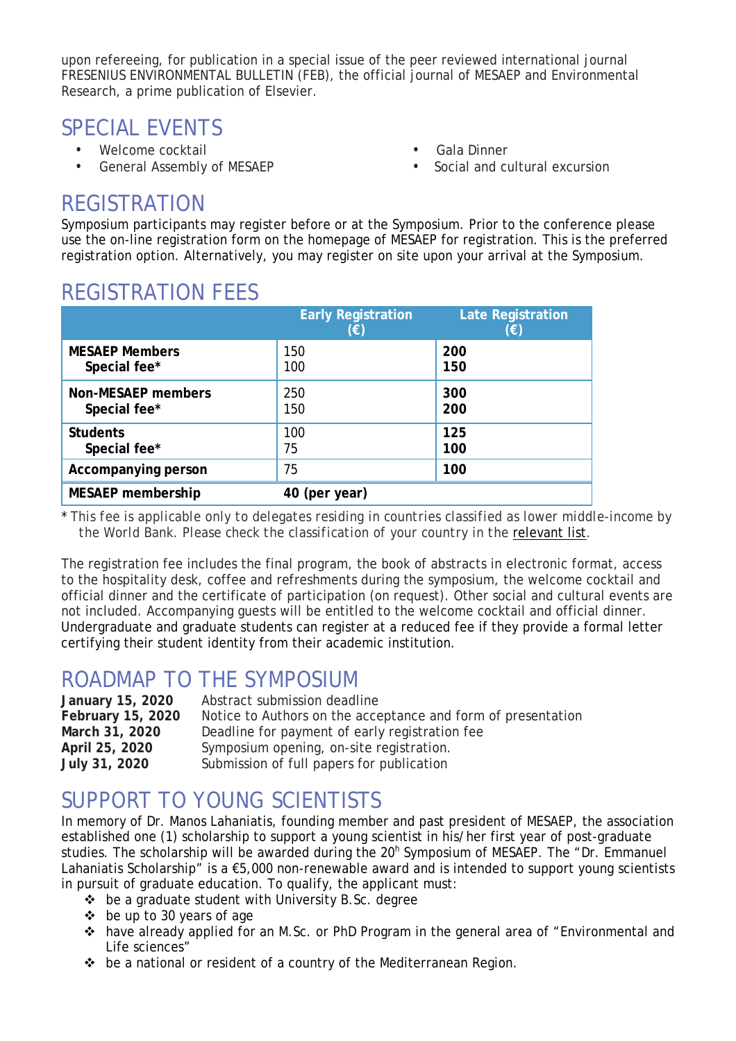upon refereeing, for publication in a special issue of the peer reviewed international journal FRESENIUS ENVIRONMENTAL BULLETIN (FEB), the official journal of MESAEP and Environmental Research, a prime publication of Elsevier.

## SPECIAL EVENTS

- Welcome cocktail
- General Assembly of MESAEP
- Gala Dinner
- Social and cultural excursion

## REGISTRATION

Symposium participants may register before or at the Symposium. Prior to the conference please use the on-line registration form on the homepage of MESAEP for registration. This is the preferred registration option. Alternatively, you may register on site upon your arrival at the Symposium.

## REGISTRATION FEES

| | Early Registration (€) | Late Registration (€) |
|---|---|---|
| **MESAEP Members** | 150 | **200** |
| **Special fee*** | 100 | **150** |
| **Non-MESAEP members** | 250 | **300** |
| **Special fee*** | 150 | **200** |
| **Students** | 100 | **125** |
| **Special fee*** | 75 | **100** |
| **Accompanying person** | 75 | **100** |
| **MESAEP membership** | **40 (per year)** | |

* This fee is applicable only to delegates residing in countries classified as lower middle-income by the World Bank. Please check the classification of your country in the relevant list.

The registration fee includes the final program, the book of abstracts in electronic format, access to the hospitality desk, coffee and refreshments during the symposium, the welcome cocktail and official dinner and the certificate of participation (on request). Other social and cultural events are not included. Accompanying guests will be entitled to the welcome cocktail and official dinner. Undergraduate and graduate students can register at a reduced fee if they provide a formal letter certifying their student identity from their academic institution.

## ROADMAP TO THE SYMPOSIUM

**January 15, 2020** Abstract submission deadline
**February 15, 2020** Notice to Authors on the acceptance and form of presentation
**March 31, 2020** Deadline for payment of early registration fee
**April 25, 2020** Symposium opening, on-site registration.
**July 31, 2020** Submission of full papers for publication

## SUPPORT TO YOUNG SCIENTISTS

In memory of Dr. Manos Lahaniatis, founding member and past president of MESAEP, the association established one (1) scholarship to support a young scientist in his/her first year of post-graduate studies. The scholarship will be awarded during the 20[h] Symposium of MESAEP. The "Dr. Emmanuel Lahaniatis Scholarship" is a €5,000 non-renewable award and is intended to support young scientists in pursuit of graduate education. To qualify, the applicant must:

- be a graduate student with University B.Sc. degree
- be up to 30 years of age
- have already applied for an M.Sc. or PhD Program in the general area of "Environmental and Life sciences"
- be a national or resident of a country of the Mediterranean Region.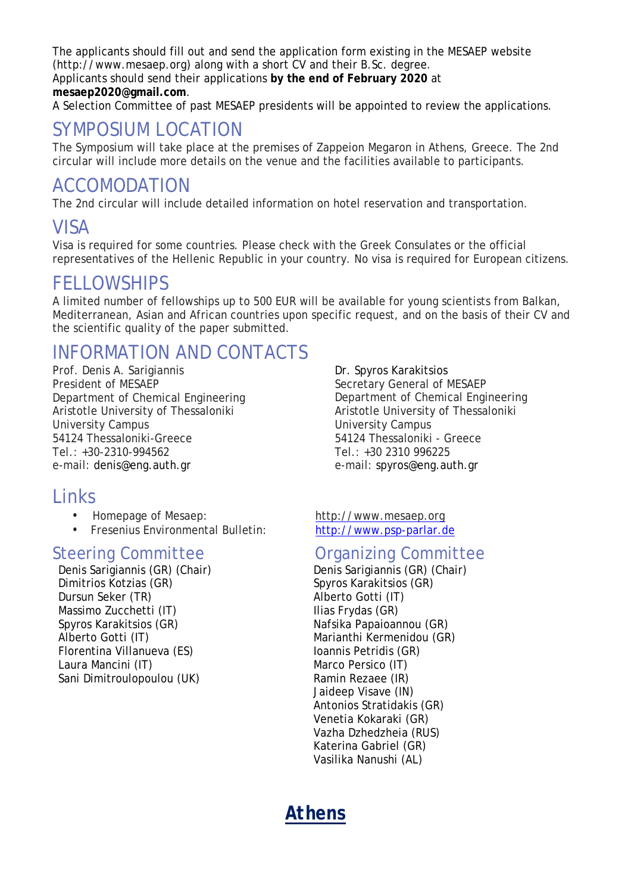The applicants should fill out and send the application form existing in the MESAEP website (http://www.mesaep.org) along with a short CV and their B.Sc. degree.
Applicants should send their applications **by the end of February 2020** at **mesaep2020@gmail.com**.
A Selection Committee of past MESAEP presidents will be appointed to review the applications.

## SYMPOSIUM LOCATION

The Symposium will take place at the premises of Zappeion Megaron in Athens, Greece. The 2nd circular will include more details on the venue and the facilities available to participants.

## ACCOMODATION

The 2nd circular will include detailed information on hotel reservation and transportation.

## VISA

Visa is required for some countries. Please check with the Greek Consulates or the official representatives of the Hellenic Republic in your country. No visa is required for European citizens.

## FELLOWSHIPS

A limited number of fellowships up to 500 EUR will be available for young scientists from Balkan, Mediterranean, Asian and African countries upon specific request, and on the basis of their CV and the scientific quality of the paper submitted.

## INFORMATION AND CONTACTS

Prof. Denis A. Sarigiannis
President of MESAEP
Department of Chemical Engineering
Aristotle University of Thessaloniki
University Campus
54124 Thessaloniki-Greece
Tel.: +30-2310-994562
e-mail: denis@eng.auth.gr

Dr. Spyros Karakitsios
Secretary General of MESAEP
Department of Chemical Engineering
Aristotle University of Thessaloniki
University Campus
54124 Thessaloniki - Greece
Tel.: +30 2310 996225
e-mail: spyros@eng.auth.gr

## Links

- Homepage of Mesaep: http://www.mesaep.org
- Fresenius Environmental Bulletin: http://www.psp-parlar.de

## Steering Committee

Denis Sarigiannis (GR) (Chair)
Dimitrios Kotzias (GR)
Dursun Seker (TR)
Massimo Zucchetti (IT)
Spyros Karakitsios (GR)
Alberto Gotti (IT)
Florentina Villanueva (ES)
Laura Mancini (IT)
Sani Dimitroulopoulou (UK)

## Organizing Committee

Denis Sarigiannis (GR) (Chair)
Spyros Karakitsios (GR)
Alberto Gotti (IT)
Ilias Frydas (GR)
Nafsika Papaioannou (GR)
Marianthi Kermenidou (GR)
Ioannis Petridis (GR)
Marco Persico (IT)
Ramin Rezaee (IR)
Jaideep Visave (IN)
Antonios Stratidakis (GR)
Venetia Kokaraki (GR)
Vazha Dzhedzheia (RUS)
Katerina Gabriel (GR)
Vasilika Nanushi (AL)

**Athens**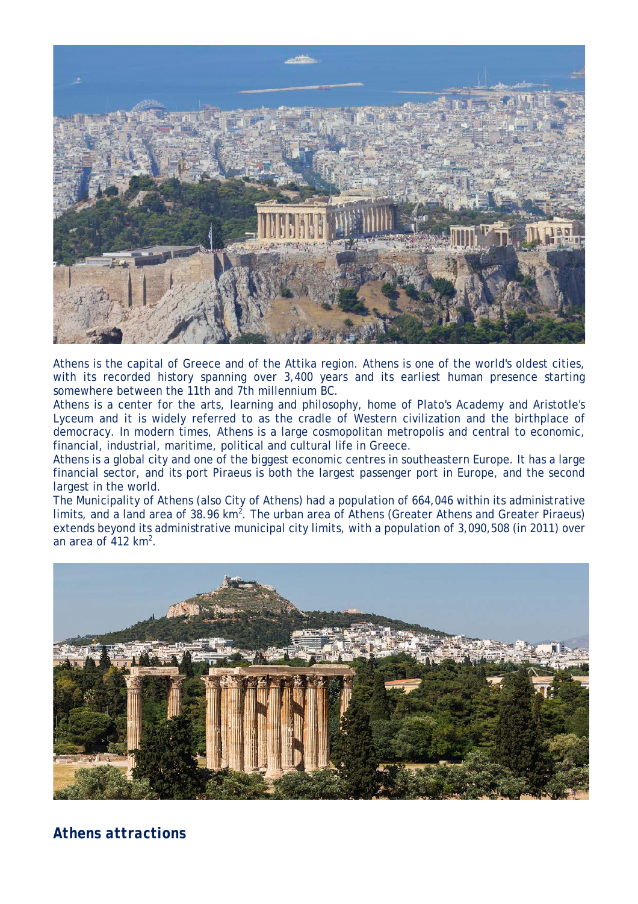Athens is the capital of Greece and of the Attika region. Athens is one of the world's oldest cities, with its recorded history spanning over 3,400 years and its earliest human presence starting somewhere between the 11th and 7th millennium BC.

Athens is a center for the arts, learning and philosophy, home of Plato's Academy and Aristotle's Lyceum and it is widely referred to as the cradle of Western civilization and the birthplace of democracy. In modern times, Athens is a large cosmopolitan metropolis and central to economic, financial, industrial, maritime, political and cultural life in Greece.

Athens is a global city and one of the biggest economic centres in southeastern Europe. It has a large financial sector, and its port Piraeus is both the largest passenger port in Europe, and the second largest in the world.

The Municipality of Athens (also City of Athens) had a population of 664,046 within its administrative limits, and a land area of 38.96 km$^2$. The urban area of Athens (Greater Athens and Greater Piraeus) extends beyond its administrative municipal city limits, with a population of 3,090,508 (in 2011) over an area of 412 km$^2$.

## Athens attractions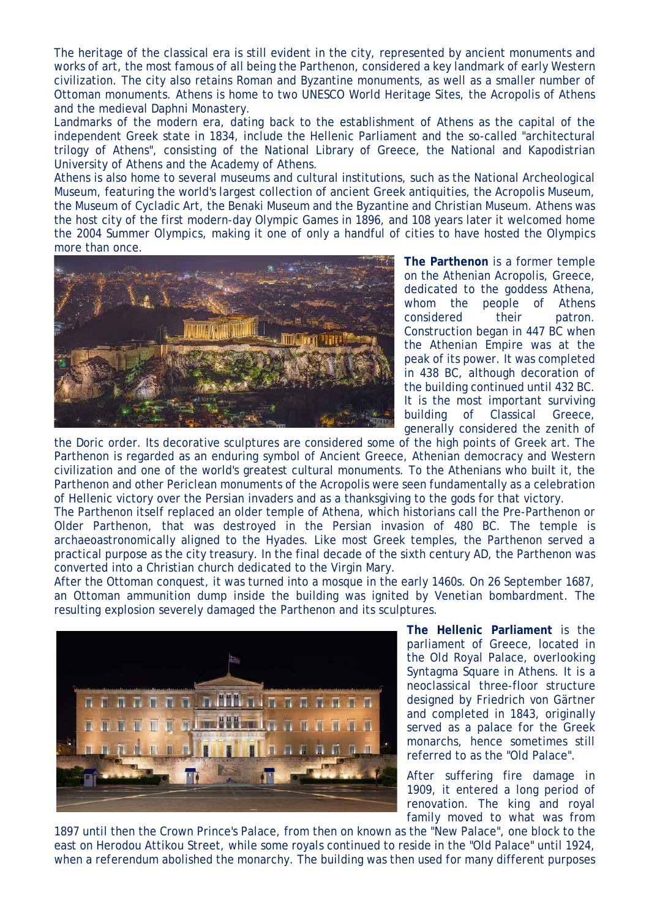The heritage of the classical era is still evident in the city, represented by ancient monuments and works of art, the most famous of all being the Parthenon, considered a key landmark of early Western civilization. The city also retains Roman and Byzantine monuments, as well as a smaller number of Ottoman monuments. Athens is home to two UNESCO World Heritage Sites, the Acropolis of Athens and the medieval Daphni Monastery.

Landmarks of the modern era, dating back to the establishment of Athens as the capital of the independent Greek state in 1834, include the Hellenic Parliament and the so-called "architectural trilogy of Athens", consisting of the National Library of Greece, the National and Kapodistrian University of Athens and the Academy of Athens.

Athens is also home to several museums and cultural institutions, such as the National Archeological Museum, featuring the world's largest collection of ancient Greek antiquities, the Acropolis Museum, the Museum of Cycladic Art, the Benaki Museum and the Byzantine and Christian Museum. Athens was the host city of the first modern-day Olympic Games in 1896, and 108 years later it welcomed home the 2004 Summer Olympics, making it one of only a handful of cities to have hosted the Olympics more than once.

**The Parthenon** is a former temple on the Athenian Acropolis, Greece, dedicated to the goddess Athena, whom the people of Athens considered their patron. Construction began in 447 BC when the Athenian Empire was at the peak of its power. It was completed in 438 BC, although decoration of the building continued until 432 BC. It is the most important surviving building of Classical Greece, generally considered the zenith of the Doric order. Its decorative sculptures are considered some of the high points of Greek art. The Parthenon is regarded as an enduring symbol of Ancient Greece, Athenian democracy and Western civilization and one of the world's greatest cultural monuments. To the Athenians who built it, the Parthenon and other Periclean monuments of the Acropolis were seen fundamentally as a celebration of Hellenic victory over the Persian invaders and as a thanksgiving to the gods for that victory.

The Parthenon itself replaced an older temple of Athena, which historians call the Pre-Parthenon or Older Parthenon, that was destroyed in the Persian invasion of 480 BC. The temple is archaeoastronomically aligned to the Hyades. Like most Greek temples, the Parthenon served a practical purpose as the city treasury. In the final decade of the sixth century AD, the Parthenon was converted into a Christian church dedicated to the Virgin Mary.

After the Ottoman conquest, it was turned into a mosque in the early 1460s. On 26 September 1687, an Ottoman ammunition dump inside the building was ignited by Venetian bombardment. The resulting explosion severely damaged the Parthenon and its sculptures.

**The Hellenic Parliament** is the parliament of Greece, located in the Old Royal Palace, overlooking Syntagma Square in Athens. It is a neoclassical three-floor structure designed by Friedrich von Gärtner and completed in 1843, originally served as a palace for the Greek monarchs, hence sometimes still referred to as the "Old Palace".

After suffering fire damage in 1909, it entered a long period of renovation. The king and royal family moved to what was from 1897 until then the Crown Prince's Palace, from then on known as the "New Palace", one block to the east on Herodou Attikou Street, while some royals continued to reside in the "Old Palace" until 1924, when a referendum abolished the monarchy. The building was then used for many different purposes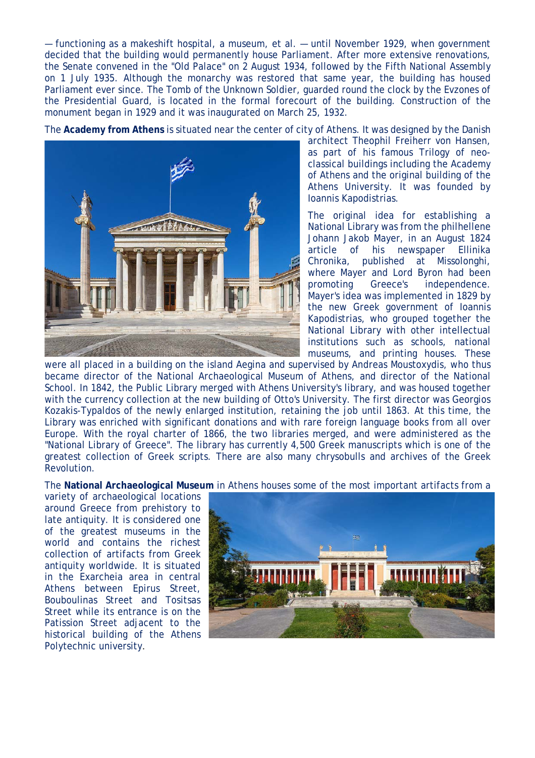— functioning as a makeshift hospital, a museum, et al. — until November 1929, when government decided that the building would permanently house Parliament. After more extensive renovations, the Senate convened in the "Old Palace" on 2 August 1934, followed by the Fifth National Assembly on 1 July 1935. Although the monarchy was restored that same year, the building has housed Parliament ever since. The Tomb of the Unknown Soldier, guarded round the clock by the Evzones of the Presidential Guard, is located in the formal forecourt of the building. Construction of the monument began in 1929 and it was inaugurated on March 25, 1932.

The **Academy from Athens** is situated near the center of city of Athens. It was designed by the Danish architect Theophil Freiherr von Hansen, as part of his famous Trilogy of neo-classical buildings including the Academy of Athens and the original building of the Athens University. It was founded by Ioannis Kapodistrias.

The original idea for establishing a National Library was from the philhellene Johann Jakob Mayer, in an August 1824 article of his newspaper Ellinika Chronika, published at Missolonghi, where Mayer and Lord Byron had been promoting Greece's independence. Mayer's idea was implemented in 1829 by the new Greek government of Ioannis Kapodistrias, who grouped together the National Library with other intellectual institutions such as schools, national museums, and printing houses. These were all placed in a building on the island Aegina and supervised by Andreas Moustoxydis, who thus became director of the National Archaeological Museum of Athens, and director of the National School. In 1842, the Public Library merged with Athens University's library, and was housed together with the currency collection at the new building of Otto's University. The first director was Georgios Kozakis-Typaldos of the newly enlarged institution, retaining the job until 1863. At this time, the Library was enriched with significant donations and with rare foreign language books from all over Europe. With the royal charter of 1866, the two libraries merged, and were administered as the "National Library of Greece". The library has currently 4,500 Greek manuscripts which is one of the greatest collection of Greek scripts. There are also many chrysobulls and archives of the Greek Revolution.

The **National Archaeological Museum** in Athens houses some of the most important artifacts from a variety of archaeological locations around Greece from prehistory to late antiquity. It is considered one of the greatest museums in the world and contains the richest collection of artifacts from Greek antiquity worldwide. It is situated in the Exarcheia area in central Athens between Epirus Street, Bouboulinas Street and Tositsas Street while its entrance is on the Patission Street adjacent to the historical building of the Athens Polytechnic university.